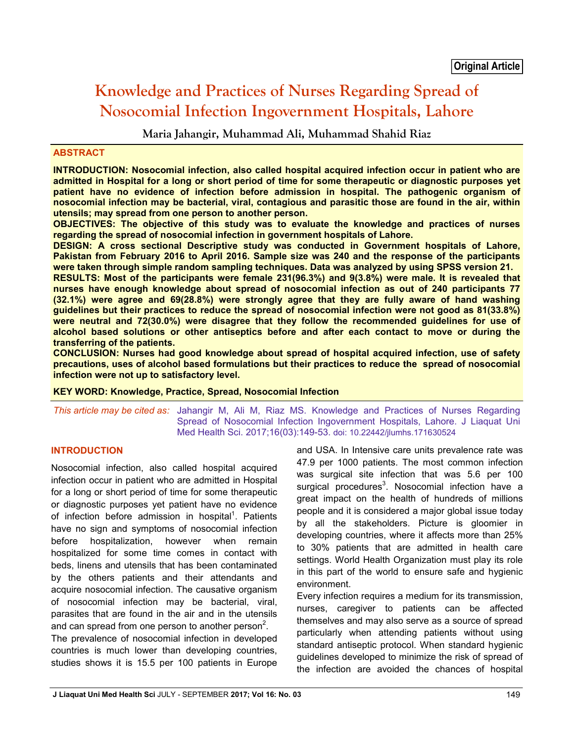Original Article

# Knowledge and Practices of Nurses Regarding Spread of Nosocomial Infection Ingovernment Hospitals, Lahore

**Maria Jahangir, Muhammad Ali, Muhammad Shahid Riaz**

## ABSTRACT

**INTRODUCTION: Nosocomial infection, also called hospital acquired infection occur in patient who are admitted in Hospital for a long or short period of time for some therapeutic or diagnostic purposes yet patient have no evidence of infection before admission in hospital. The pathogenic organism of nosocomial infection may be bacterial, viral, contagious and parasitic those are found in the air, within utensils; may spread from one person to another person.**

**OBJECTIVES: The objective of this study was to evaluate the knowledge and practices of nurses regarding the spread of nosocomial infection in government hospitals of Lahore.**

**DESIGN: A cross sectional Descriptive study was conducted in Government hospitals of Lahore, Pakistan from February 2016 to April 2016. Sample size was 240 and the response of the participants were taken through simple random sampling techniques. Data was analyzed by using SPSS version 21.**

**RESULTS: Most of the participants were female 231(96.3%) and 9(3.8%) were male. It is revealed that nurses have enough knowledge about spread of nosocomial infection as out of 240 participants 77 (32.1%) were agree and 69(28.8%) were strongly agree that they are fully aware of hand washing guidelines but their practices to reduce the spread of nosocomial infection were not good as 81(33.8%) were neutral and 72(30.0%) were disagree that they follow the recommended guidelines for use of alcohol based solutions or other antiseptics before and after each contact to move or during the transferring of the patients.**

**CONCLUSION: Nurses had good knowledge about spread of hospital acquired infection, use of safety precautions, uses of alcohol based formulations but their practices to reduce the spread of nosocomial infection were not up to satisfactory level.**

**KEY WORD: Knowledge, Practice, Spread, Nosocomial Infection**

*This article may be cited as:* Jahangir M, Ali M, Riaz MS. Knowledge and Practices of Nurses Regarding Spread of Nosocomial Infection Ingovernment Hospitals, Lahore. J Liaquat Uni Med Health Sci. 2017;16(03):149-53. doi: 10.22442/jlumhs.171630524

## INTRODUCTION

Nosocomial infection, also called hospital acquired infection occur in patient who are admitted in Hospital for a long or short period of time for some therapeutic or diagnostic purposes yet patient have no evidence of infection before admission in hospital[1]. Patients have no sign and symptoms of nosocomial infection before hospitalization, however when remain hospitalized for some time comes in contact with beds, linens and utensils that has been contaminated by the others patients and their attendants and acquire nosocomial infection. The causative organism of nosocomial infection may be bacterial, viral, parasites that are found in the air and in the utensils and can spread from one person to another person[2].

The prevalence of nosocomial infection in developed countries is much lower than developing countries, studies shows it is 15.5 per 100 patients in Europe and USA. In Intensive care units prevalence rate was 47.9 per 1000 patients. The most common infection was surgical site infection that was 5.6 per 100 surgical procedures[3]. Nosocomial infection have a great impact on the health of hundreds of millions people and it is considered a major global issue today by all the stakeholders. Picture is gloomier in developing countries, where it affects more than 25% to 30% patients that are admitted in health care settings. World Health Organization must play its role in this part of the world to ensure safe and hygienic environment.

Every infection requires a medium for its transmission, nurses, caregiver to patients can be affected themselves and may also serve as a source of spread particularly when attending patients without using standard antiseptic protocol. When standard hygienic guidelines developed to minimize the risk of spread of the infection are avoided the chances of hospital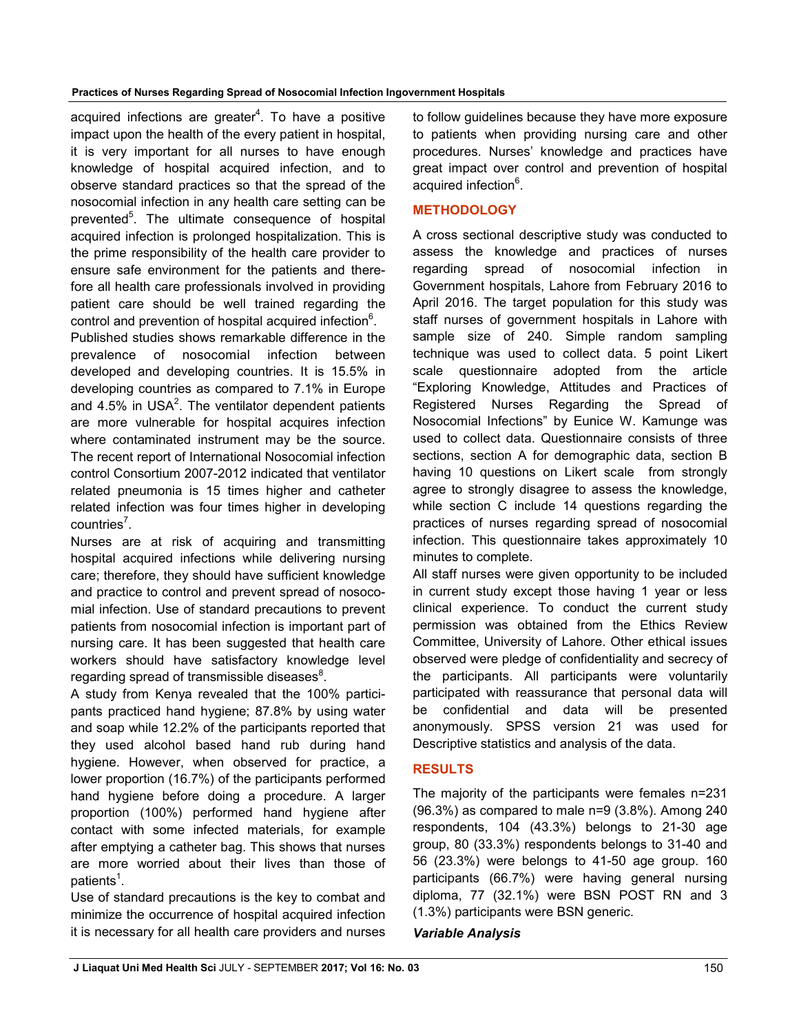acquired infections are greater[4]. To have a positive impact upon the health of the every patient in hospital, it is very important for all nurses to have enough knowledge of hospital acquired infection, and to observe standard practices so that the spread of the nosocomial infection in any health care setting can be prevented[5]. The ultimate consequence of hospital acquired infection is prolonged hospitalization. This is the prime responsibility of the health care provider to ensure safe environment for the patients and therefore all health care professionals involved in providing patient care should be well trained regarding the control and prevention of hospital acquired infection[6].

Published studies shows remarkable difference in the prevalence of nosocomial infection between developed and developing countries. It is 15.5% in developing countries as compared to 7.1% in Europe and 4.5% in USA[2]. The ventilator dependent patients are more vulnerable for hospital acquires infection where contaminated instrument may be the source. The recent report of International Nosocomial infection control Consortium 2007-2012 indicated that ventilator related pneumonia is 15 times higher and catheter related infection was four times higher in developing countries[7].

Nurses are at risk of acquiring and transmitting hospital acquired infections while delivering nursing care; therefore, they should have sufficient knowledge and practice to control and prevent spread of nosocomial infection. Use of standard precautions to prevent patients from nosocomial infection is important part of nursing care. It has been suggested that health care workers should have satisfactory knowledge level regarding spread of transmissible diseases[8].

A study from Kenya revealed that the 100% participants practiced hand hygiene; 87.8% by using water and soap while 12.2% of the participants reported that they used alcohol based hand rub during hand hygiene. However, when observed for practice, a lower proportion (16.7%) of the participants performed hand hygiene before doing a procedure. A larger proportion (100%) performed hand hygiene after contact with some infected materials, for example after emptying a catheter bag. This shows that nurses are more worried about their lives than those of patients[1].

Use of standard precautions is the key to combat and minimize the occurrence of hospital acquired infection it is necessary for all health care providers and nurses to follow guidelines because they have more exposure to patients when providing nursing care and other procedures. Nurses' knowledge and practices have great impact over control and prevention of hospital acquired infection[6].

## METHODOLOGY

A cross sectional descriptive study was conducted to assess the knowledge and practices of nurses regarding spread of nosocomial infection in Government hospitals, Lahore from February 2016 to April 2016. The target population for this study was staff nurses of government hospitals in Lahore with sample size of 240. Simple random sampling technique was used to collect data. 5 point Likert scale questionnaire adopted from the article "Exploring Knowledge, Attitudes and Practices of Registered Nurses Regarding the Spread of Nosocomial Infections" by Eunice W. Kamunge was used to collect data. Questionnaire consists of three sections, section A for demographic data, section B having 10 questions on Likert scale from strongly agree to strongly disagree to assess the knowledge, while section C include 14 questions regarding the practices of nurses regarding spread of nosocomial infection. This questionnaire takes approximately 10 minutes to complete.

All staff nurses were given opportunity to be included in current study except those having 1 year or less clinical experience. To conduct the current study permission was obtained from the Ethics Review Committee, University of Lahore. Other ethical issues observed were pledge of confidentiality and secrecy of the participants. All participants were voluntarily participated with reassurance that personal data will be confidential and data will be presented anonymously. SPSS version 21 was used for Descriptive statistics and analysis of the data.

## RESULTS

The majority of the participants were females n=231 (96.3%) as compared to male n=9 (3.8%). Among 240 respondents, 104 (43.3%) belongs to 21-30 age group, 80 (33.3%) respondents belongs to 31-40 and 56 (23.3%) were belongs to 41-50 age group. 160 participants (66.7%) were having general nursing diploma, 77 (32.1%) were BSN POST RN and 3 (1.3%) participants were BSN generic.

***Variable Analysis***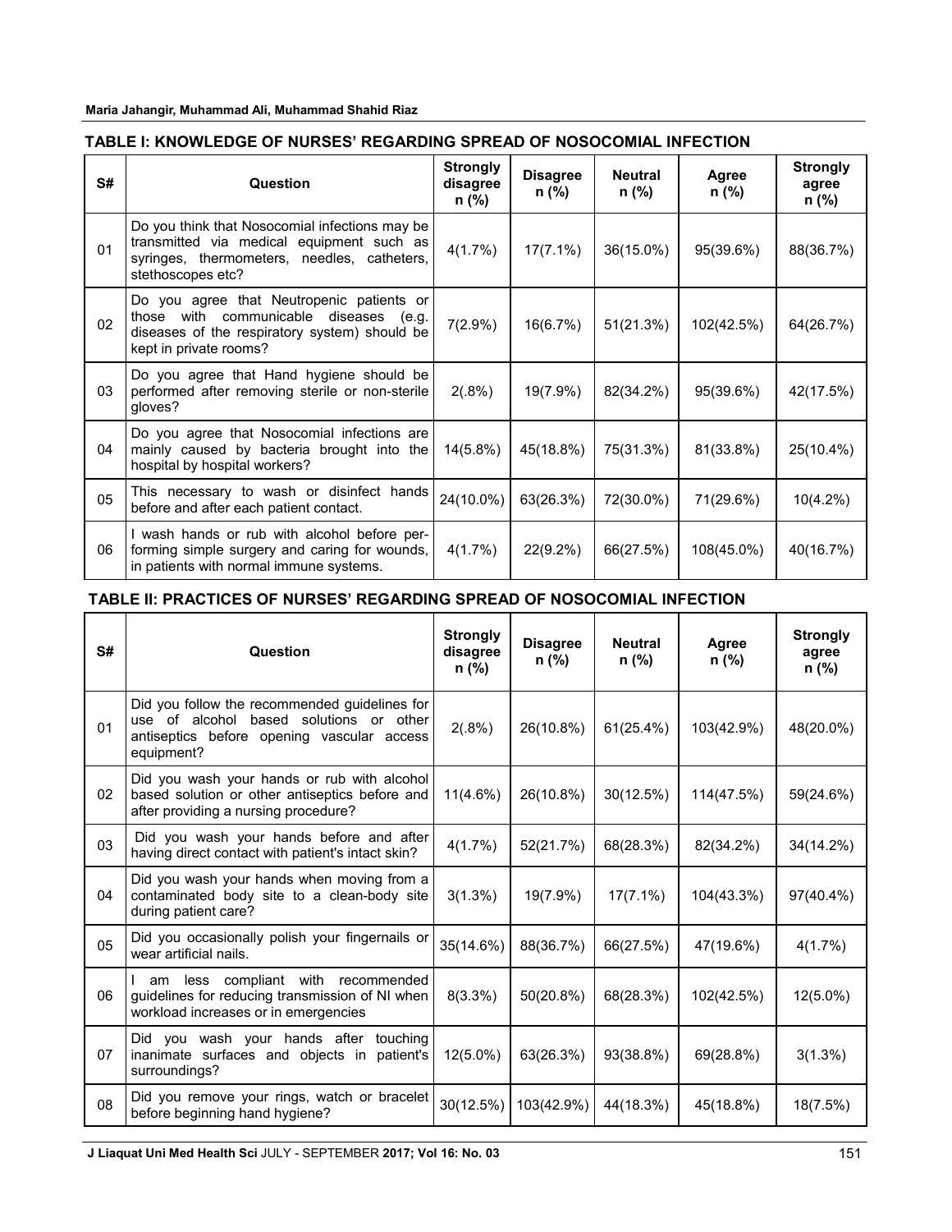## TABLE I: KNOWLEDGE OF NURSES' REGARDING SPREAD OF NOSOCOMIAL INFECTION

| S# | Question | Strongly disagree n (%) | Disagree n (%) | Neutral n (%) | Agree n (%) | Strongly agree n (%) |
|---|---|---|---|---|---|---|
| 01 | Do you think that Nosocomial infections may be transmitted via medical equipment such as syringes, thermometers, needles, catheters, stethoscopes etc? | 4(1.7%) | 17(7.1%) | 36(15.0%) | 95(39.6%) | 88(36.7%) |
| 02 | Do you agree that Neutropenic patients or those with communicable diseases (e.g. diseases of the respiratory system) should be kept in private rooms? | 7(2.9%) | 16(6.7%) | 51(21.3%) | 102(42.5%) | 64(26.7%) |
| 03 | Do you agree that Hand hygiene should be performed after removing sterile or non-sterile gloves? | 2(.8%) | 19(7.9%) | 82(34.2%) | 95(39.6%) | 42(17.5%) |
| 04 | Do you agree that Nosocomial infections are mainly caused by bacteria brought into the hospital by hospital workers? | 14(5.8%) | 45(18.8%) | 75(31.3%) | 81(33.8%) | 25(10.4%) |
| 05 | This necessary to wash or disinfect hands before and after each patient contact. | 24(10.0%) | 63(26.3%) | 72(30.0%) | 71(29.6%) | 10(4.2%) |
| 06 | I wash hands or rub with alcohol before performing simple surgery and caring for wounds, in patients with normal immune systems. | 4(1.7%) | 22(9.2%) | 66(27.5%) | 108(45.0%) | 40(16.7%) |

## TABLE II: PRACTICES OF NURSES' REGARDING SPREAD OF NOSOCOMIAL INFECTION

| S# | Question | Strongly disagree n (%) | Disagree n (%) | Neutral n (%) | Agree n (%) | Strongly agree n (%) |
|---|---|---|---|---|---|---|
| 01 | Did you follow the recommended guidelines for use of alcohol based solutions or other antiseptics before opening vascular access equipment? | 2(.8%) | 26(10.8%) | 61(25.4%) | 103(42.9%) | 48(20.0%) |
| 02 | Did you wash your hands or rub with alcohol based solution or other antiseptics before and after providing a nursing procedure? | 11(4.6%) | 26(10.8%) | 30(12.5%) | 114(47.5%) | 59(24.6%) |
| 03 | Did you wash your hands before and after having direct contact with patient's intact skin? | 4(1.7%) | 52(21.7%) | 68(28.3%) | 82(34.2%) | 34(14.2%) |
| 04 | Did you wash your hands when moving from a contaminated body site to a clean-body site during patient care? | 3(1.3%) | 19(7.9%) | 17(7.1%) | 104(43.3%) | 97(40.4%) |
| 05 | Did you occasionally polish your fingernails or wear artificial nails. | 35(14.6%) | 88(36.7%) | 66(27.5%) | 47(19.6%) | 4(1.7%) |
| 06 | I am less compliant with recommended guidelines for reducing transmission of NI when workload increases or in emergencies | 8(3.3%) | 50(20.8%) | 68(28.3%) | 102(42.5%) | 12(5.0%) |
| 07 | Did you wash your hands after touching inanimate surfaces and objects in patient's surroundings? | 12(5.0%) | 63(26.3%) | 93(38.8%) | 69(28.8%) | 3(1.3%) |
| 08 | Did you remove your rings, watch or bracelet before beginning hand hygiene? | 30(12.5%) | 103(42.9%) | 44(18.3%) | 45(18.8%) | 18(7.5%) |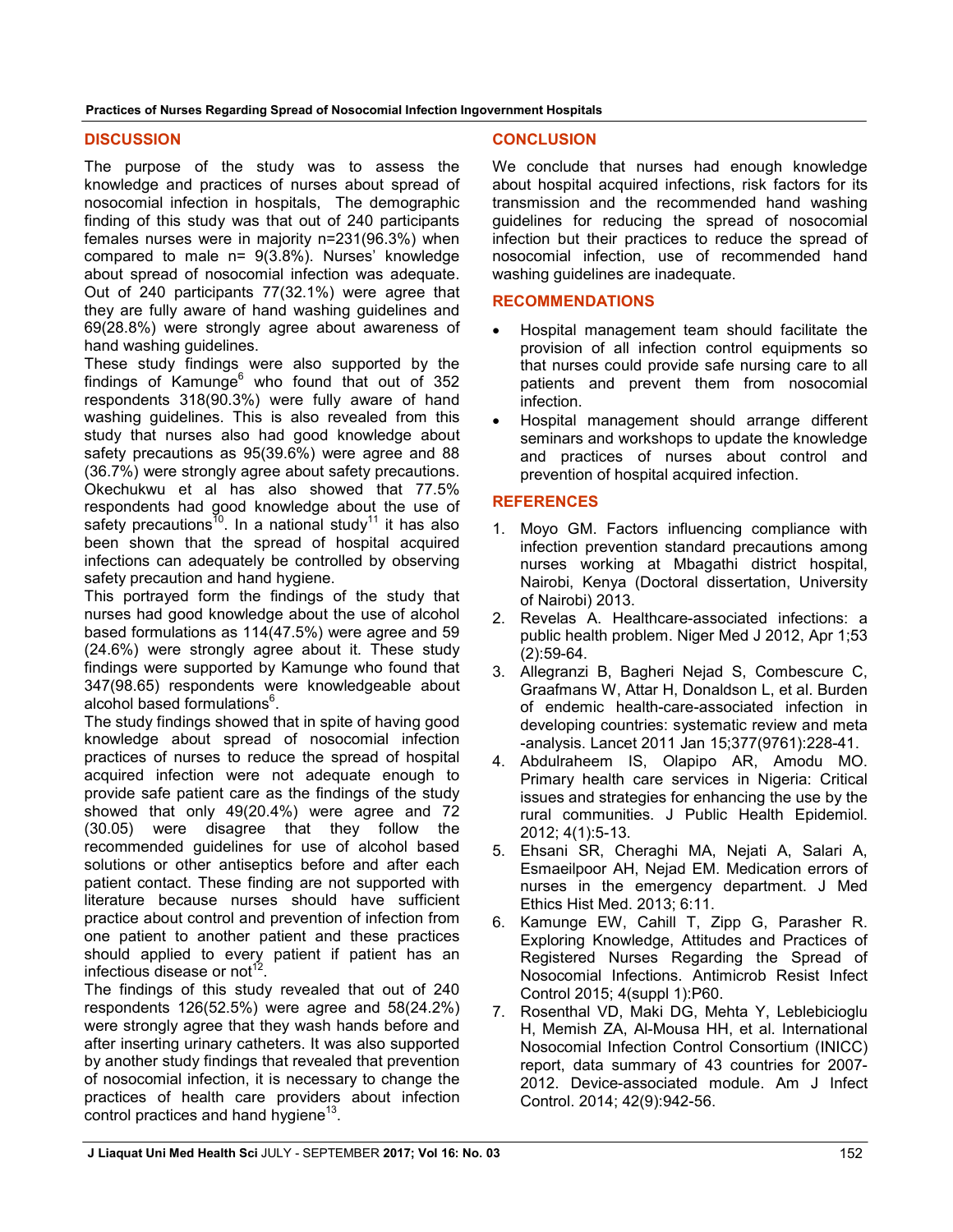## DISCUSSION

The purpose of the study was to assess the knowledge and practices of nurses about spread of nosocomial infection in hospitals, The demographic finding of this study was that out of 240 participants females nurses were in majority n=231(96.3%) when compared to male n= 9(3.8%). Nurses' knowledge about spread of nosocomial infection was adequate. Out of 240 participants 77(32.1%) were agree that they are fully aware of hand washing guidelines and 69(28.8%) were strongly agree about awareness of hand washing guidelines.

These study findings were also supported by the findings of Kamunge[6] who found that out of 352 respondents 318(90.3%) were fully aware of hand washing guidelines. This is also revealed from this study that nurses also had good knowledge about safety precautions as 95(39.6%) were agree and 88 (36.7%) were strongly agree about safety precautions. Okechukwu et al has also showed that 77.5% respondents had good knowledge about the use of safety precautions[10]. In a national study[11] it has also been shown that the spread of hospital acquired infections can adequately be controlled by observing safety precaution and hand hygiene.

This portrayed form the findings of the study that nurses had good knowledge about the use of alcohol based formulations as 114(47.5%) were agree and 59 (24.6%) were strongly agree about it. These study findings were supported by Kamunge who found that 347(98.65) respondents were knowledgeable about alcohol based formulations[6].

The study findings showed that in spite of having good knowledge about spread of nosocomial infection practices of nurses to reduce the spread of hospital acquired infection were not adequate enough to provide safe patient care as the findings of the study showed that only 49(20.4%) were agree and 72 (30.05) were disagree that they follow the recommended guidelines for use of alcohol based solutions or other antiseptics before and after each patient contact. These finding are not supported with literature because nurses should have sufficient practice about control and prevention of infection from one patient to another patient and these practices should applied to every patient if patient has an infectious disease or not[12].

The findings of this study revealed that out of 240 respondents 126(52.5%) were agree and 58(24.2%) were strongly agree that they wash hands before and after inserting urinary catheters. It was also supported by another study findings that revealed that prevention of nosocomial infection, it is necessary to change the practices of health care providers about infection control practices and hand hygiene[13].

## CONCLUSION

We conclude that nurses had enough knowledge about hospital acquired infections, risk factors for its transmission and the recommended hand washing guidelines for reducing the spread of nosocomial infection but their practices to reduce the spread of nosocomial infection, use of recommended hand washing guidelines are inadequate.

## RECOMMENDATIONS

- Hospital management team should facilitate the provision of all infection control equipments so that nurses could provide safe nursing care to all patients and prevent them from nosocomial infection.
- Hospital management should arrange different seminars and workshops to update the knowledge and practices of nurses about control and prevention of hospital acquired infection.

## REFERENCES

1. Moyo GM. Factors influencing compliance with infection prevention standard precautions among nurses working at Mbagathi district hospital, Nairobi, Kenya (Doctoral dissertation, University of Nairobi) 2013.
2. Revelas A. Healthcare-associated infections: a public health problem. Niger Med J 2012, Apr 1;53 (2):59-64.
3. Allegranzi B, Bagheri Nejad S, Combescure C, Graafmans W, Attar H, Donaldson L, et al. Burden of endemic health-care-associated infection in developing countries: systematic review and meta -analysis. Lancet 2011 Jan 15;377(9761):228-41.
4. Abdulraheem IS, Olapipo AR, Amodu MO. Primary health care services in Nigeria: Critical issues and strategies for enhancing the use by the rural communities. J Public Health Epidemiol. 2012; 4(1):5-13.
5. Ehsani SR, Cheraghi MA, Nejati A, Salari A, Esmaeilpoor AH, Nejad EM. Medication errors of nurses in the emergency department. J Med Ethics Hist Med. 2013; 6:11.
6. Kamunge EW, Cahill T, Zipp G, Parasher R. Exploring Knowledge, Attitudes and Practices of Registered Nurses Regarding the Spread of Nosocomial Infections. Antimicrob Resist Infect Control 2015; 4(suppl 1):P60.
7. Rosenthal VD, Maki DG, Mehta Y, Leblebicioglu H, Memish ZA, Al-Mousa HH, et al. International Nosocomial Infection Control Consortium (INICC) report, data summary of 43 countries for 2007-2012. Device-associated module. Am J Infect Control. 2014; 42(9):942-56.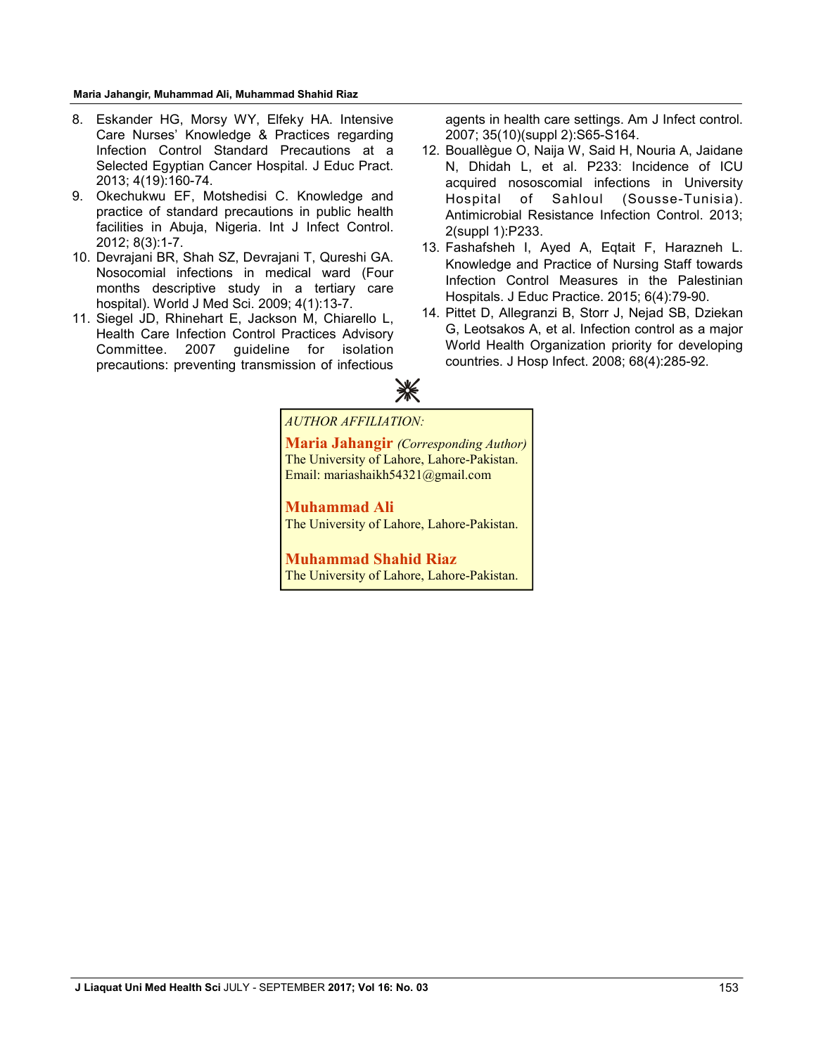8. Eskander HG, Morsy WY, Elfeky HA. Intensive Care Nurses' Knowledge & Practices regarding Infection Control Standard Precautions at a Selected Egyptian Cancer Hospital. J Educ Pract. 2013; 4(19):160-74.
9. Okechukwu EF, Motshedisi C. Knowledge and practice of standard precautions in public health facilities in Abuja, Nigeria. Int J Infect Control. 2012; 8(3):1-7.
10. Devrajani BR, Shah SZ, Devrajani T, Qureshi GA. Nosocomial infections in medical ward (Four months descriptive study in a tertiary care hospital). World J Med Sci. 2009; 4(1):13-7.
11. Siegel JD, Rhinehart E, Jackson M, Chiarello L, Health Care Infection Control Practices Advisory Committee. 2007 guideline for isolation precautions: preventing transmission of infectious agents in health care settings. Am J Infect control. 2007; 35(10)(suppl 2):S65-S164.
12. Bouallègue O, Naija W, Said H, Nouria A, Jaidane N, Dhidah L, et al. P233: Incidence of ICU acquired nososcomial infections in University Hospital of Sahloul (Sousse-Tunisia). Antimicrobial Resistance Infection Control. 2013; 2(suppl 1):P233.
13. Fashafsheh I, Ayed A, Eqtait F, Harazneh L. Knowledge and Practice of Nursing Staff towards Infection Control Measures in the Palestinian Hospitals. J Educ Practice. 2015; 6(4):79-90.
14. Pittet D, Allegranzi B, Storr J, Nejad SB, Dziekan G, Leotsakos A, et al. Infection control as a major World Health Organization priority for developing countries. J Hosp Infect. 2008; 68(4):285-92.

*AUTHOR AFFILIATION:*

**Maria Jahangir** *(Corresponding Author)*
The University of Lahore, Lahore-Pakistan.
Email: mariashaikh54321@gmail.com

**Muhammad Ali**
The University of Lahore, Lahore-Pakistan.

**Muhammad Shahid Riaz**
The University of Lahore, Lahore-Pakistan.